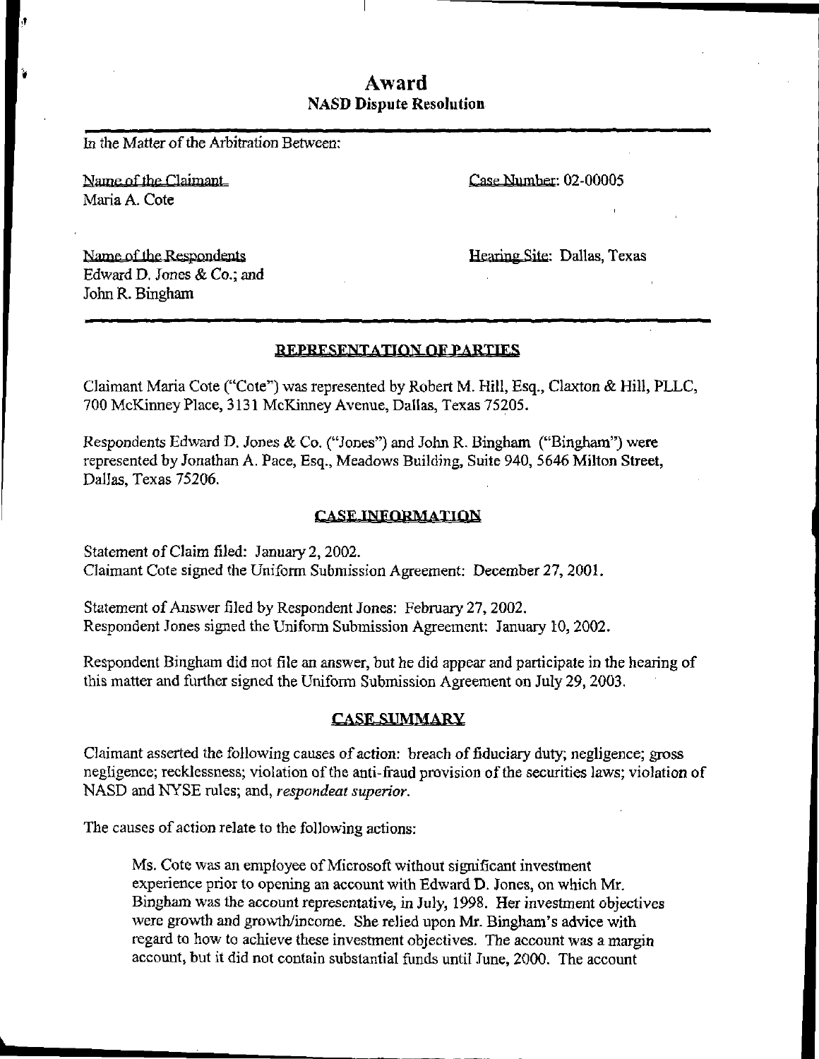# Award
## NASD Dispute Resolution

In the Matter of the Arbitration Between:

Name of the Claimant
Maria A. Cote

Case Number: 02-00005

Name of the Respondents
Edward D. Jones & Co.; and
John R. Bingham

Hearing Site: Dallas, Texas

### REPRESENTATION OF PARTIES

Claimant Maria Cote ("Cote") was represented by Robert M. Hill, Esq., Claxton & Hill, PLLC, 700 McKinney Place, 3131 McKinney Avenue, Dallas, Texas 75205.

Respondents Edward D. Jones & Co. ("Jones") and John R. Bingham ("Bingham") were represented by Jonathan A. Pace, Esq., Meadows Building, Suite 940, 5646 Milton Street, Dallas, Texas 75206.

### CASE INFORMATION

Statement of Claim filed: January 2, 2002.
Claimant Cote signed the Uniform Submission Agreement: December 27, 2001.

Statement of Answer filed by Respondent Jones: February 27, 2002.
Respondent Jones signed the Uniform Submission Agreement: January 10, 2002.

Respondent Bingham did not file an answer, but he did appear and participate in the hearing of this matter and further signed the Uniform Submission Agreement on July 29, 2003.

### CASE SUMMARY

Claimant asserted the following causes of action: breach of fiduciary duty; negligence; gross negligence; recklessness; violation of the anti-fraud provision of the securities laws; violation of NASD and NYSE rules; and, *respondeat superior*.

The causes of action relate to the following actions:

> Ms. Cote was an employee of Microsoft without significant investment experience prior to opening an account with Edward D. Jones, on which Mr. Bingham was the account representative, in July, 1998. Her investment objectives were growth and growth/income. She relied upon Mr. Bingham's advice with regard to how to achieve these investment objectives. The account was a margin account, but it did not contain substantial funds until June, 2000. The account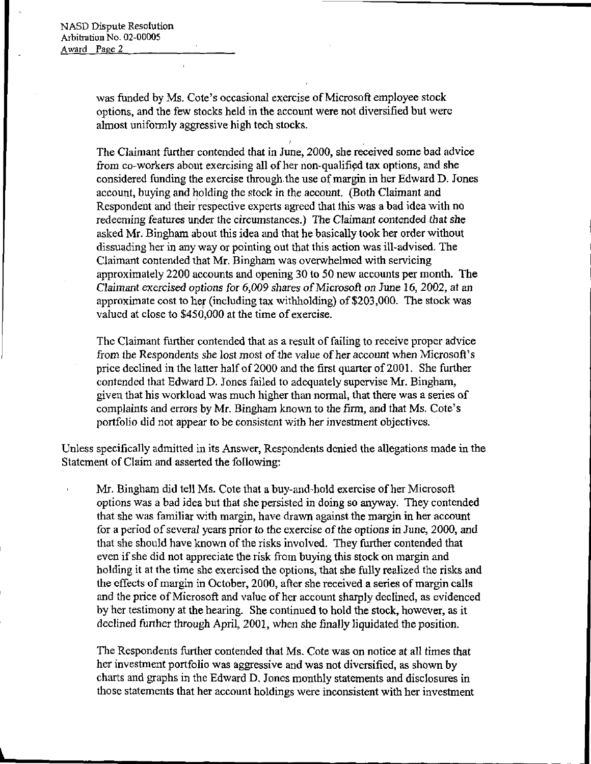was funded by Ms. Cote's occasional exercise of Microsoft employee stock options, and the few stocks held in the account were not diversified but were almost uniformly aggressive high tech stocks.

The Claimant further contended that in June, 2000, she received some bad advice from co-workers about exercising all of her non-qualified tax options, and she considered funding the exercise through the use of margin in her Edward D. Jones account, buying and holding the stock in the account. (Both Claimant and Respondent and their respective experts agreed that this was a bad idea with no redeeming features under the circumstances.) The Claimant contended that she asked Mr. Bingham about this idea and that he basically took her order without dissuading her in any way or pointing out that this action was ill-advised. The Claimant contended that Mr. Bingham was overwhelmed with servicing approximately 2200 accounts and opening 30 to 50 new accounts per month. The Claimant exercised options for 6,009 shares of Microsoft on June 16, 2002, at an approximate cost to her (including tax withholding) of $203,000. The stock was valued at close to $450,000 at the time of exercise.

The Claimant further contended that as a result of failing to receive proper advice from the Respondents she lost most of the value of her account when Microsoft's price declined in the latter half of 2000 and the first quarter of 2001. She further contended that Edward D. Jones failed to adequately supervise Mr. Bingham, given that his workload was much higher than normal, that there was a series of complaints and errors by Mr. Bingham known to the firm, and that Ms. Cote's portfolio did not appear to be consistent with her investment objectives.

Unless specifically admitted in its Answer, Respondents denied the allegations made in the Statement of Claim and asserted the following:

Mr. Bingham did tell Ms. Cote that a buy-and-hold exercise of her Microsoft options was a bad idea but that she persisted in doing so anyway. They contended that she was familiar with margin, have drawn against the margin in her account for a period of several years prior to the exercise of the options in June, 2000, and that she should have known of the risks involved. They further contended that even if she did not appreciate the risk from buying this stock on margin and holding it at the time she exercised the options, that she fully realized the risks and the effects of margin in October, 2000, after she received a series of margin calls and the price of Microsoft and value of her account sharply declined, as evidenced by her testimony at the hearing. She continued to hold the stock, however, as it declined further through April, 2001, when she finally liquidated the position.

The Respondents further contended that Ms. Cote was on notice at all times that her investment portfolio was aggressive and was not diversified, as shown by charts and graphs in the Edward D. Jones monthly statements and disclosures in those statements that her account holdings were inconsistent with her investment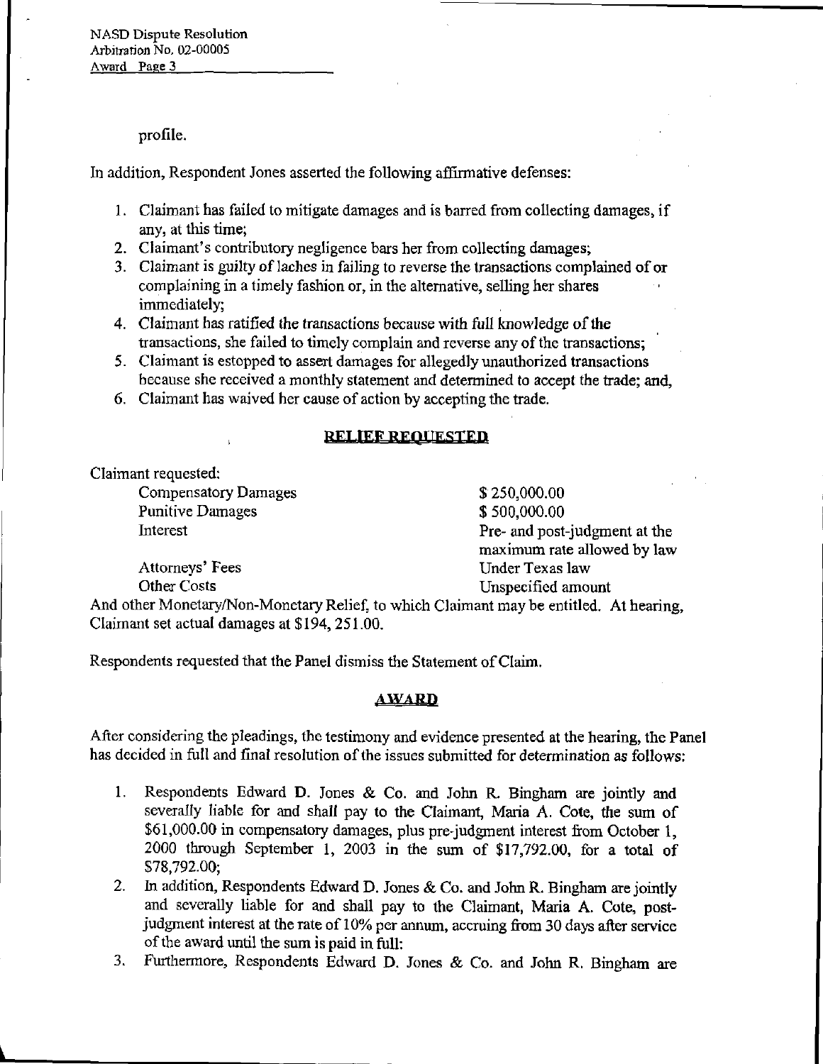profile.

In addition, Respondent Jones asserted the following affirmative defenses:

1. Claimant has failed to mitigate damages and is barred from collecting damages, if any, at this time;
2. Claimant's contributory negligence bars her from collecting damages;
3. Claimant is guilty of laches in failing to reverse the transactions complained of or complaining in a timely fashion or, in the alternative, selling her shares immediately;
4. Claimant has ratified the transactions because with full knowledge of the transactions, she failed to timely complain and reverse any of the transactions;
5. Claimant is estopped to assert damages for allegedly unauthorized transactions because she received a monthly statement and determined to accept the trade; and,
6. Claimant has waived her cause of action by accepting the trade.

## RELIEF REQUESTED

Claimant requested:

| | |
|---|---|
| Compensatory Damages | $ 250,000.00 |
| Punitive Damages | $ 500,000.00 |
| Interest | Pre- and post-judgment at the maximum rate allowed by law |
| Attorneys' Fees | Under Texas law |
| Other Costs | Unspecified amount |

And other Monetary/Non-Monetary Relief, to which Claimant may be entitled. At hearing, Claimant set actual damages at $194, 251.00.

Respondents requested that the Panel dismiss the Statement of Claim.

## AWARD

After considering the pleadings, the testimony and evidence presented at the hearing, the Panel has decided in full and final resolution of the issues submitted for determination as follows:

1. Respondents Edward D. Jones & Co. and John R. Bingham are jointly and severally liable for and shall pay to the Claimant, Maria A. Cote, the sum of $61,000.00 in compensatory damages, plus pre-judgment interest from October 1, 2000 through September 1, 2003 in the sum of $17,792.00, for a total of $78,792.00;
2. In addition, Respondents Edward D. Jones & Co. and John R. Bingham are jointly and severally liable for and shall pay to the Claimant, Maria A. Cote, post-judgment interest at the rate of 10% per annum, accruing from 30 days after service of the award until the sum is paid in full:
3. Furthermore, Respondents Edward D. Jones & Co. and John R. Bingham are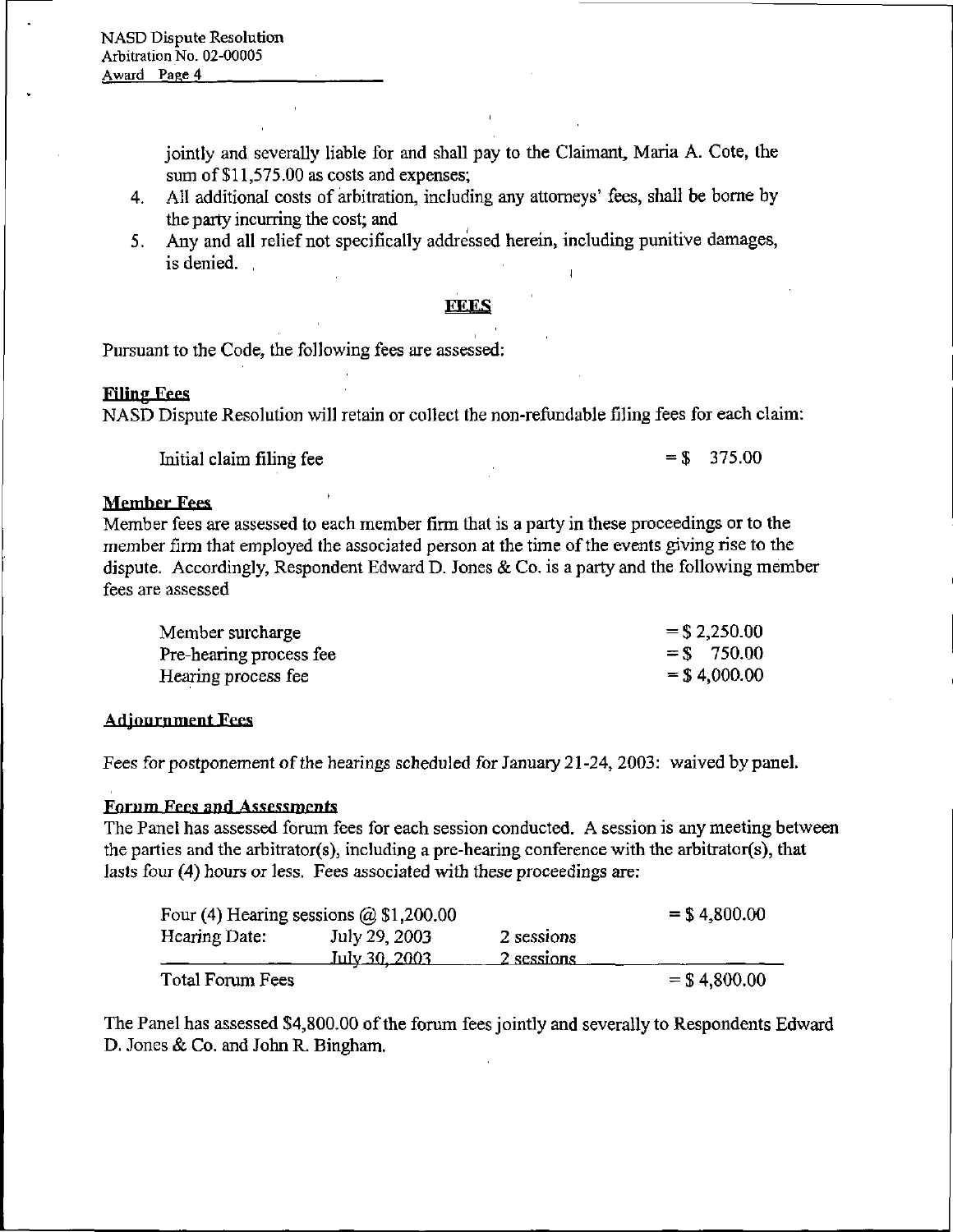jointly and severally liable for and shall pay to the Claimant, Maria A. Cote, the sum of $11,575.00 as costs and expenses;

4. All additional costs of arbitration, including any attorneys' fees, shall be borne by the party incurring the cost; and
5. Any and all relief not specifically addressed herein, including punitive damages, is denied.

## FEES

Pursuant to the Code, the following fees are assessed:

### Filing Fees

NASD Dispute Resolution will retain or collect the non-refundable filing fees for each claim:

| | |
|---|---|
| Initial claim filing fee | = $ 375.00 |

### Member Fees

Member fees are assessed to each member firm that is a party in these proceedings or to the member firm that employed the associated person at the time of the events giving rise to the dispute. Accordingly, Respondent Edward D. Jones & Co. is a party and the following member fees are assessed

| | |
|---|---|
| Member surcharge | = $ 2,250.00 |
| Pre-hearing process fee | = $ 750.00 |
| Hearing process fee | = $ 4,000.00 |

### Adjournment Fees

Fees for postponement of the hearings scheduled for January 21-24, 2003: waived by panel.

### Forum Fees and Assessments

The Panel has assessed forum fees for each session conducted. A session is any meeting between the parties and the arbitrator(s), including a pre-hearing conference with the arbitrator(s), that lasts four (4) hours or less. Fees associated with these proceedings are:

| | | | |
|---|---|---|---|
| Four (4) Hearing sessions @ $1,200.00 | | | = $ 4,800.00 |
| Hearing Date: | July 29, 2003 | 2 sessions | |
| | July 30, 2003 | 2 sessions | |
| Total Forum Fees | | | = $ 4,800.00 |

The Panel has assessed $4,800.00 of the forum fees jointly and severally to Respondents Edward D. Jones & Co. and John R. Bingham.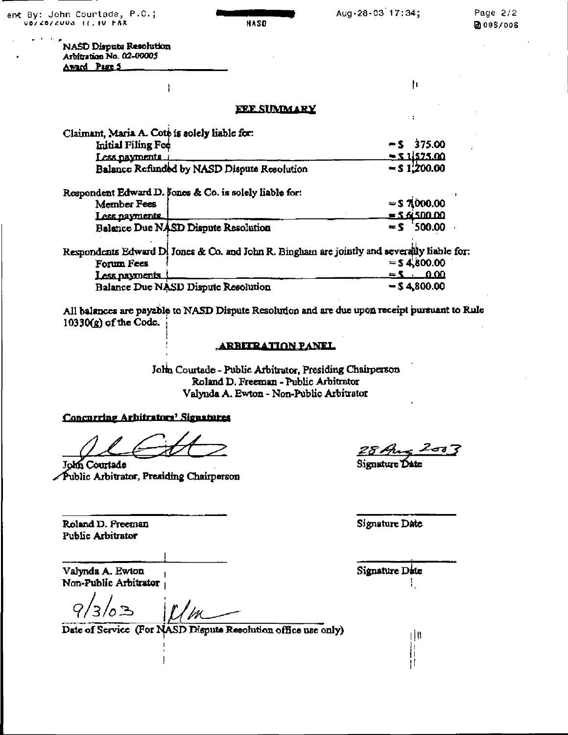NASD Dispute Resolution
Arbitration No. 02-00005
Award Page 5

## FEE SUMMARY

Claimant, Maria A. Cote is solely liable for:

| | |
|---|---|
| Initial Filing Fee | = $ 375.00 |
| Less payments | = $ 1,575.00 |
| Balance Refunded by NASD Dispute Resolution | = $ 1,200.00 |

Respondent Edward D. Jones & Co. is solely liable for:

| | |
|---|---|
| Member Fees | = $ 7,000.00 |
| Less payments | = $ 6,500.00 |
| Balance Due NASD Dispute Resolution | = $ 500.00 |

Respondents Edward D. Jones & Co. and John R. Bingham are jointly and severally liable for:

| | |
|---|---|
| Forum Fees | = $ 4,800.00 |
| Less payments | = $ 0.00 |
| Balance Due NASD Dispute Resolution | = $ 4,800.00 |

All balances are payable to NASD Dispute Resolution and are due upon receipt pursuant to Rule 10330(g) of the Code.

## ARBITRATION PANEL

John Courtade - Public Arbitrator, Presiding Chairperson
Roland D. Freeman - Public Arbitrator
Valynda A. Ewton - Non-Public Arbitrator

**Concurring Arbitrators' Signatures**

John Courtade
Public Arbitrator, Presiding Chairperson

28 Aug 2003
Signature Date

Roland D. Freeman
Public Arbitrator

Signature Date

Valynda A. Ewton
Non-Public Arbitrator

Signature Date

9/3/03

Date of Service (For NASD Dispute Resolution office use only)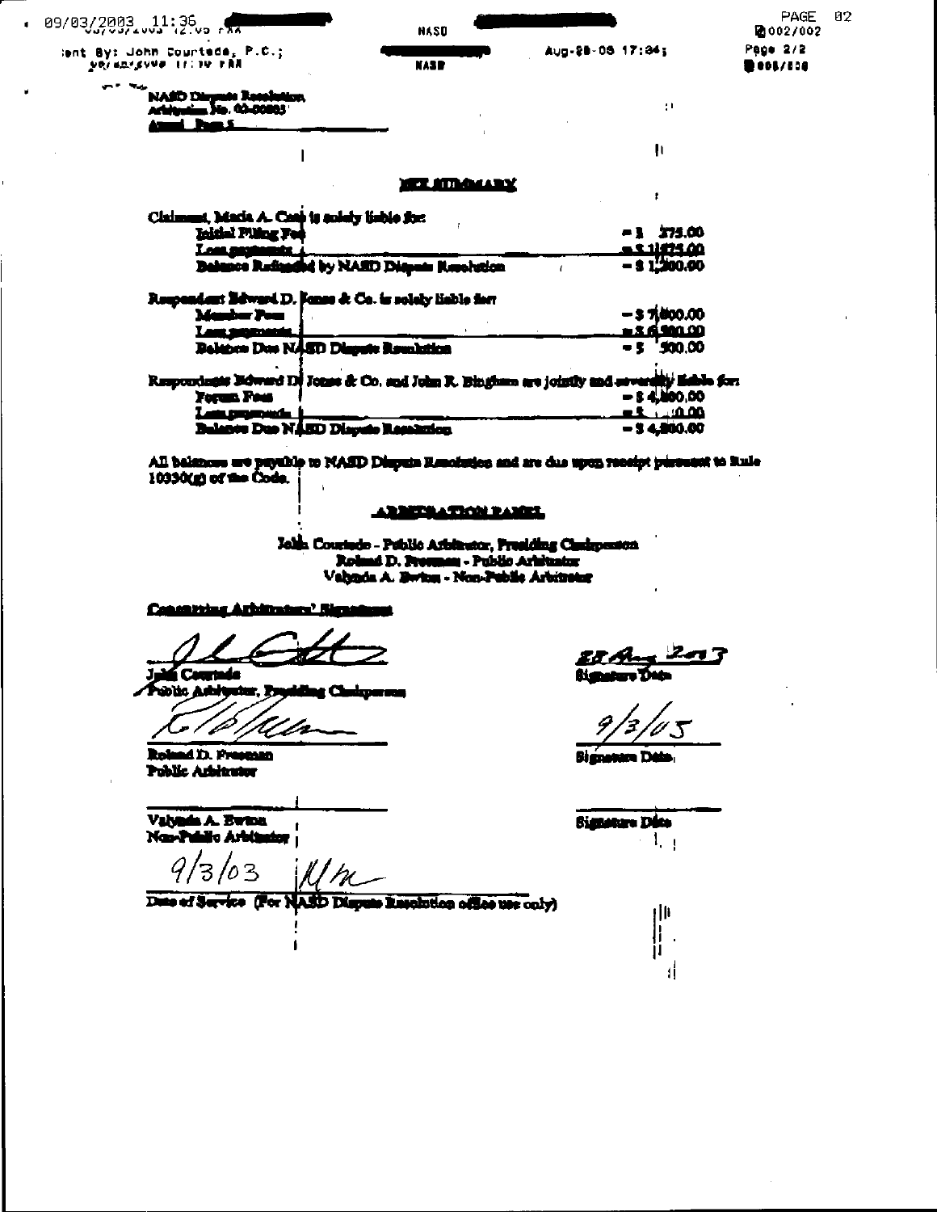NASD Dispute Resolution
Arbitration No. 02-00803
Award Page 5

## FEE SUMMARY

Claimant, Maria A. Camp is solely liable for:

| | |
|---|---|
| Initial Filing Fee | = $ 375.00 |
| Less payments | = $ 1,575.00 |
| Balance Refunded by NASD Dispute Resolution | = $ 1,200.00 |

Respondent Edward D. Jones & Co. is solely liable for:

| | |
|---|---|
| Member Fees | = $ 7,800.00 |
| Less payments | = $ 6,900.00 |
| Balance Due NASD Dispute Resolution | = $ 900.00 |

Respondents Edward D. Jones & Co. and John R. Bingham are jointly and severally liable for:

| | |
|---|---|
| Forum Fees | = $ 4,800.00 |
| Less payments | = $ 0.00 |
| Balance Due NASD Dispute Resolution | = $ 4,800.00 |

All balances are payable to NASD Dispute Resolution and are due upon receipt pursuant to Rule 10330(g) of the Code.

## ARBITRATION PANEL

John Courtade - Public Arbitrator, Presiding Chairperson
Roland D. Freeman - Public Arbitrator
Valynda A. Burton - Non-Public Arbitrator

**Concurring Arbitrators' Signatures**

| | |
|---|---|
| John Courtade<br>Public Arbitrator, Presiding Chairperson | 28 Aug 2003<br>Signature Date |
| Roland D. Freeman<br>Public Arbitrator | 9/3/03<br>Signature Date |
| Valynda A. Burton<br>Non-Public Arbitrator | Signature Date |

9/3/03

Date of Service (For NASD Dispute Resolution office use only)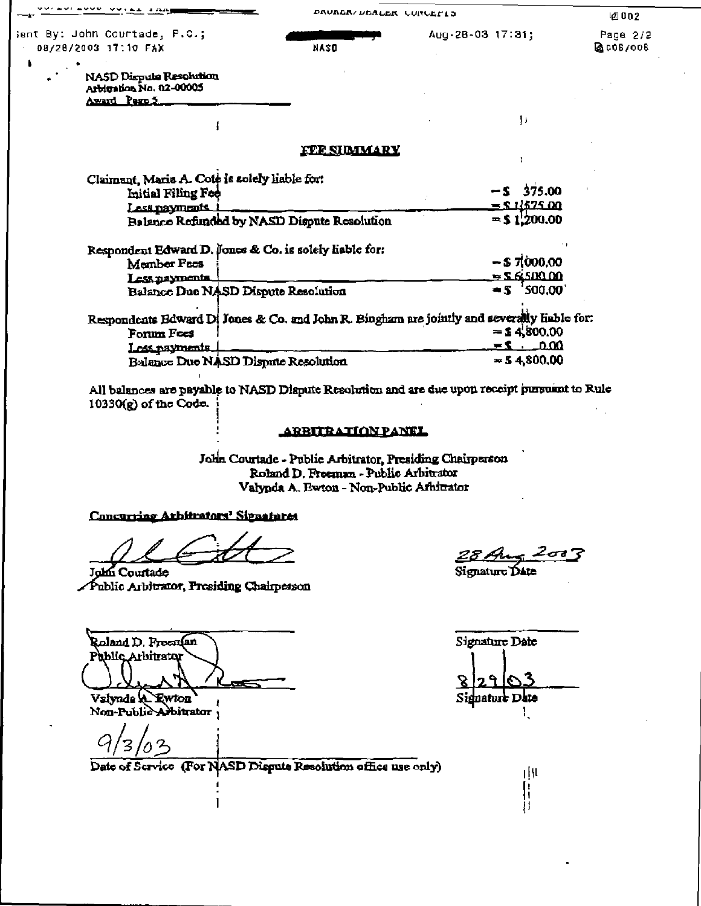NASD Dispute Resolution
Arbitration No. 02-00005
Award Page 5

## FEE SUMMARY

Claimant, Maria A. Cote is solely liable for:

| | |
|---|---|
| Initial Filing Fee | = $ 375.00 |
| Less payments | = $ 1,575.00 |
| Balance Refunded by NASD Dispute Resolution | = $ 1,200.00 |

Respondent Edward D. Jones & Co. is solely liable for:

| | |
|---|---|
| Member Fees | = $ 7,000.00 |
| Less payments | = $ 6,500.00 |
| Balance Due NASD Dispute Resolution | = $ 500.00 |

Respondents Edward D. Jones & Co. and John R. Bingham are jointly and severally liable for:

| | |
|---|---|
| Forum Fees | = $ 4,800.00 |
| Less payments | = $ 0.00 |
| Balance Due NASD Dispute Resolution | = $ 4,800.00 |

All balances are payable to NASD Dispute Resolution and are due upon receipt pursuant to Rule 10330(g) of the Code.

## ARBITRATION PANEL

John Courtade - Public Arbitrator, Presiding Chairperson
Roland D. Freeman - Public Arbitrator
Valynda A. Ewton - Non-Public Arbitrator

**Concurring Arbitrators' Signatures**

John Courtade
Public Arbitrator, Presiding Chairperson — 28 Aug 2003
Signature Date

Roland D. Freeman
Public Arbitrator
Signature Date

Valynda A. Ewton
Non-Public Arbitrator — 8/29/03
Signature Date

9/3/03
Date of Service (For NASD Dispute Resolution office use only)